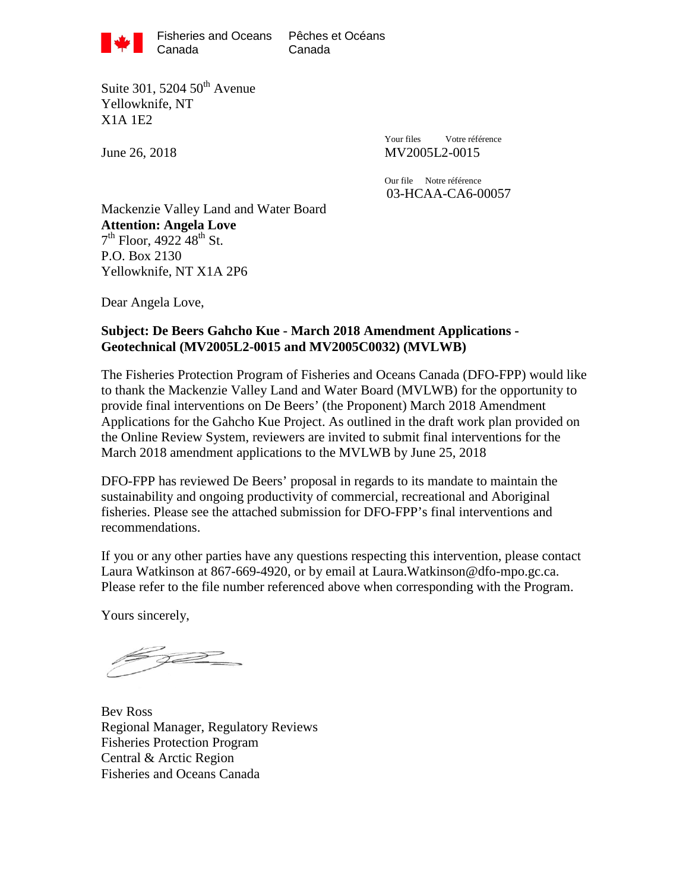Fisheries and Oceans Canada | Pêches et Océans Canada

Suite 301, 5204 50th Avenue
Yellowknife, NT
X1A 1E2

June 26, 2018

Your files Votre référence
MV2005L2-0015

Our file Notre référence
03-HCAA-CA6-00057

Mackenzie Valley Land and Water Board
**Attention: Angela Love**
7th Floor, 4922 48th St.
P.O. Box 2130
Yellowknife, NT X1A 2P6

Dear Angela Love,

**Subject: De Beers Gahcho Kue - March 2018 Amendment Applications - Geotechnical (MV2005L2-0015 and MV2005C0032) (MVLWB)**

The Fisheries Protection Program of Fisheries and Oceans Canada (DFO-FPP) would like to thank the Mackenzie Valley Land and Water Board (MVLWB) for the opportunity to provide final interventions on De Beers' (the Proponent) March 2018 Amendment Applications for the Gahcho Kue Project. As outlined in the draft work plan provided on the Online Review System, reviewers are invited to submit final interventions for the March 2018 amendment applications to the MVLWB by June 25, 2018

DFO-FPP has reviewed De Beers' proposal in regards to its mandate to maintain the sustainability and ongoing productivity of commercial, recreational and Aboriginal fisheries. Please see the attached submission for DFO-FPP's final interventions and recommendations.

If you or any other parties have any questions respecting this intervention, please contact Laura Watkinson at 867-669-4920, or by email at Laura.Watkinson@dfo-mpo.gc.ca. Please refer to the file number referenced above when corresponding with the Program.

Yours sincerely,

Bev Ross
Regional Manager, Regulatory Reviews
Fisheries Protection Program
Central & Arctic Region
Fisheries and Oceans Canada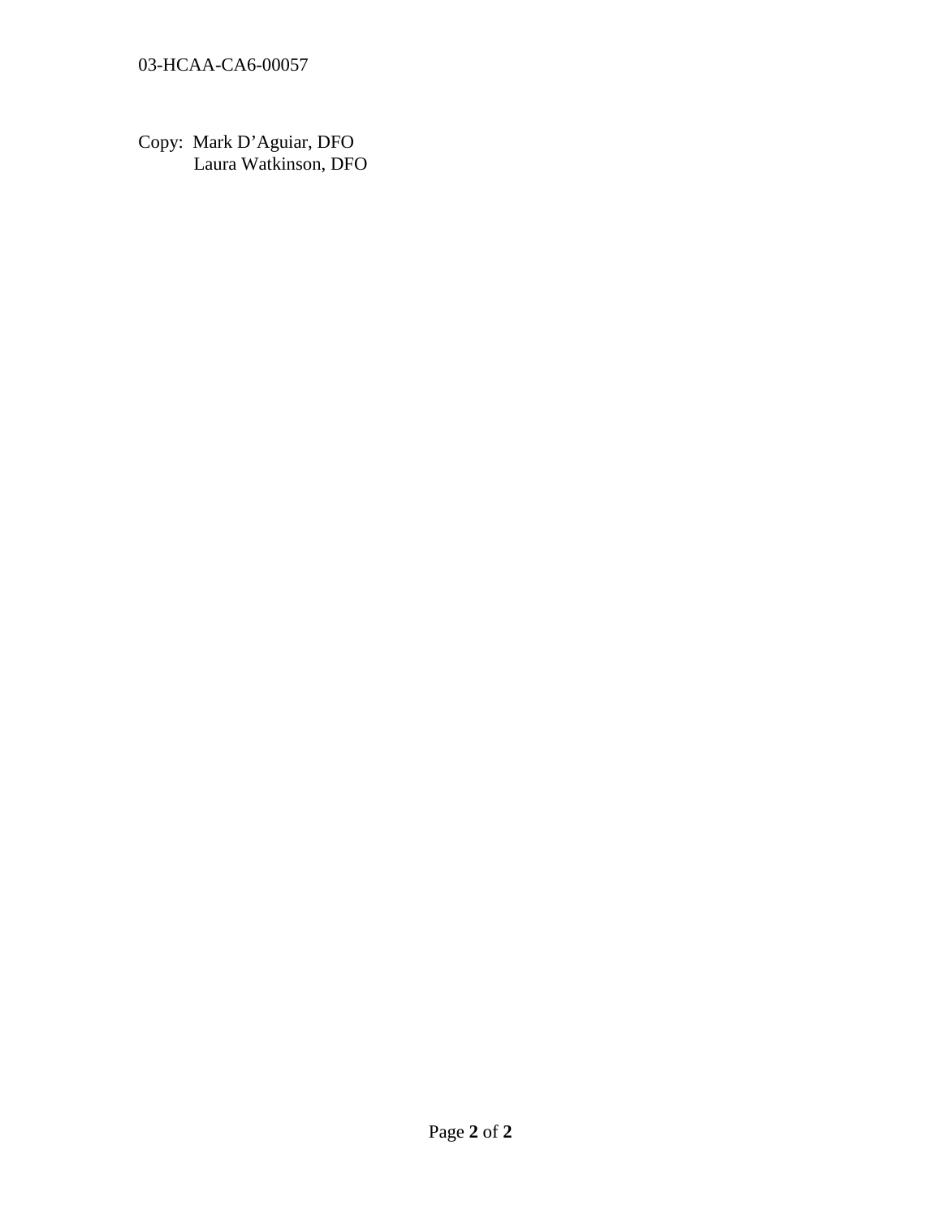Copy: Mark D'Aguiar, DFO
Laura Watkinson, DFO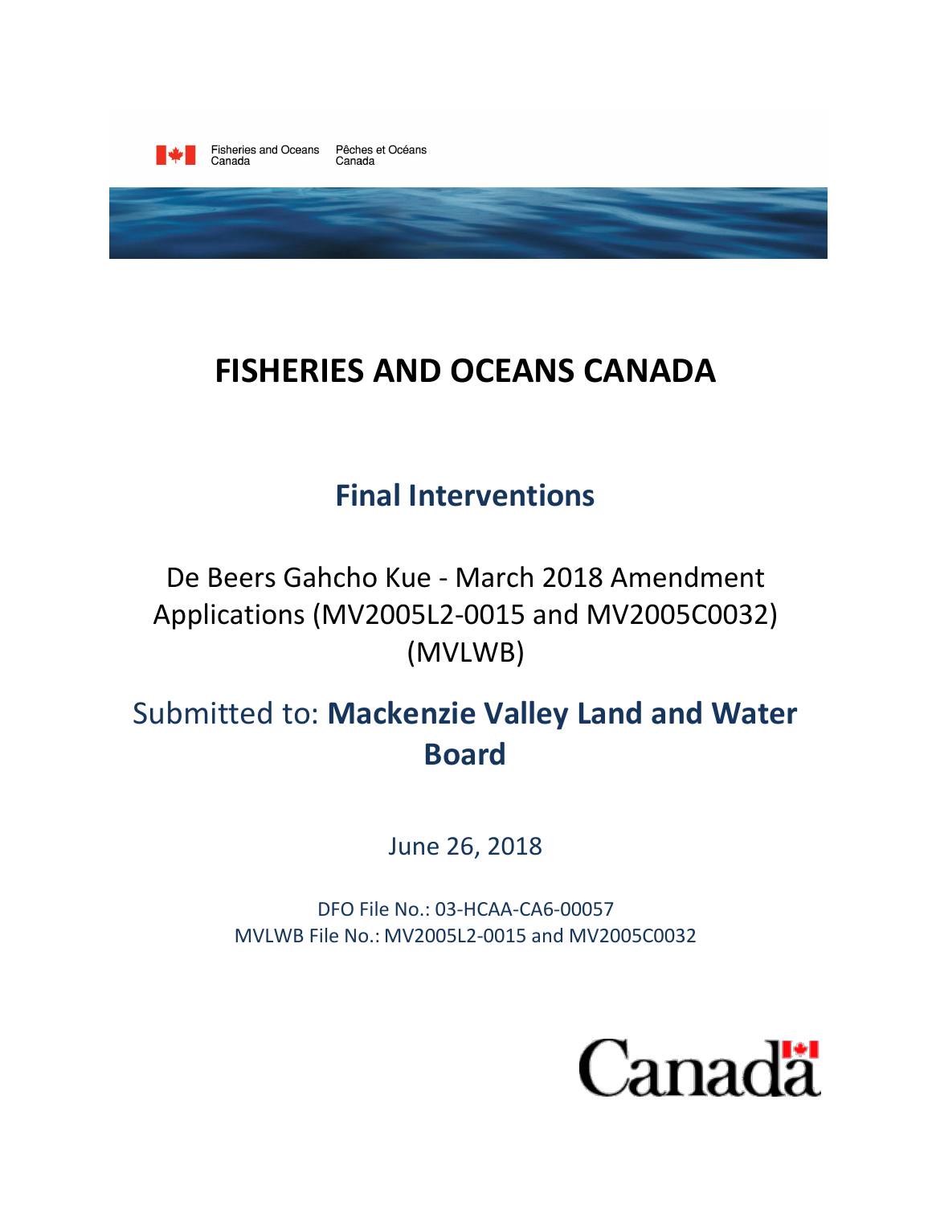Fisheries and Oceans Canada Pêches et Océans Canada

# FISHERIES AND OCEANS CANADA

## Final Interventions

De Beers Gahcho Kue - March 2018 Amendment Applications (MV2005L2-0015 and MV2005C0032) (MVLWB)

## Submitted to: **Mackenzie Valley Land and Water Board**

June 26, 2018

DFO File No.: 03-HCAA-CA6-00057
MVLWB File No.: MV2005L2-0015 and MV2005C0032

Canada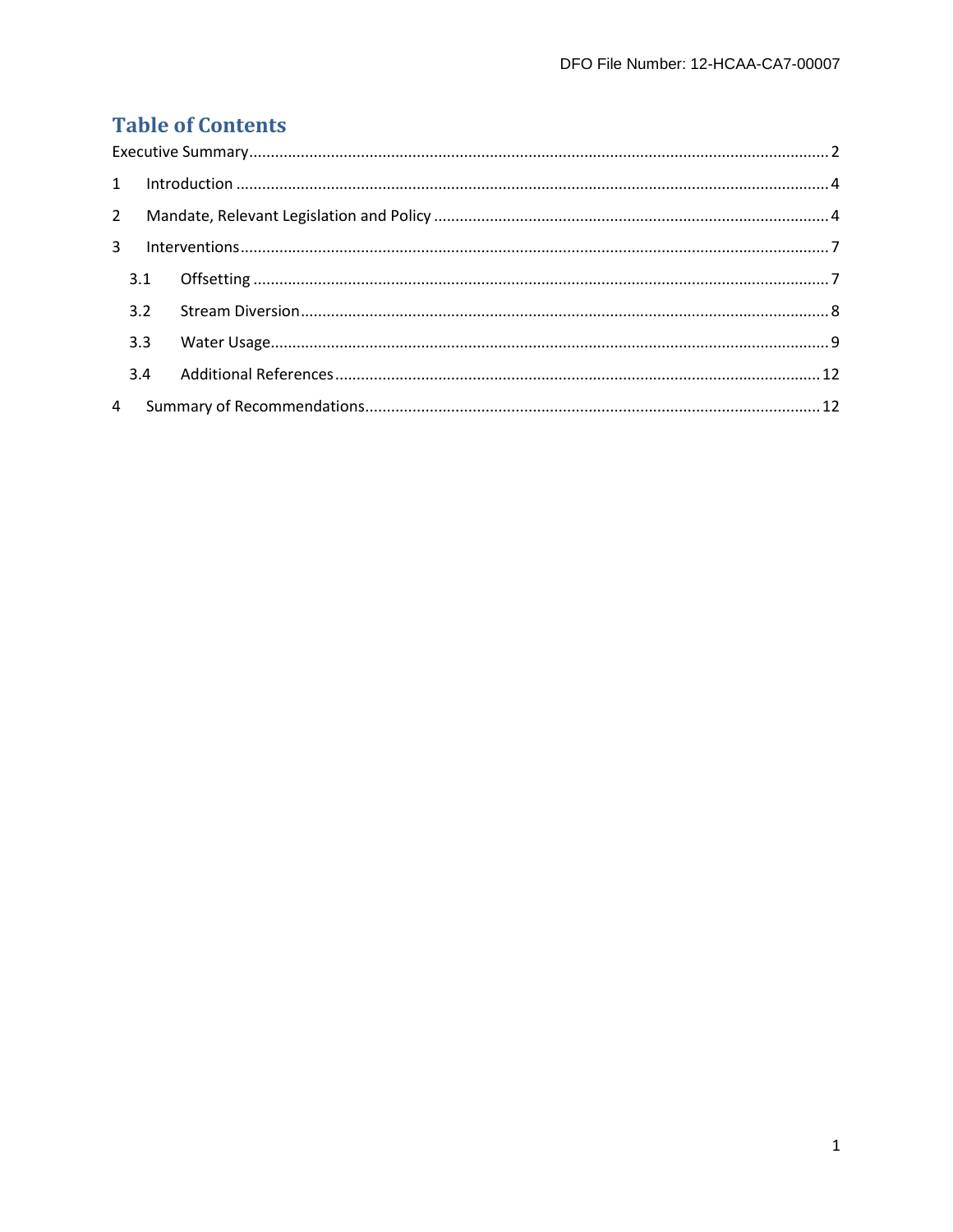# Table of Contents

Executive Summary ........................................................................................................................ 2

1 Introduction ........................................................................................................................ 4

2 Mandate, Relevant Legislation and Policy ........................................................................... 4

3 Interventions ........................................................................................................................ 7

3.1 Offsetting ........................................................................................................................ 7

3.2 Stream Diversion ............................................................................................................ 8

3.3 Water Usage ................................................................................................................... 9

3.4 Additional References ................................................................................................... 12

4 Summary of Recommendations ......................................................................................... 12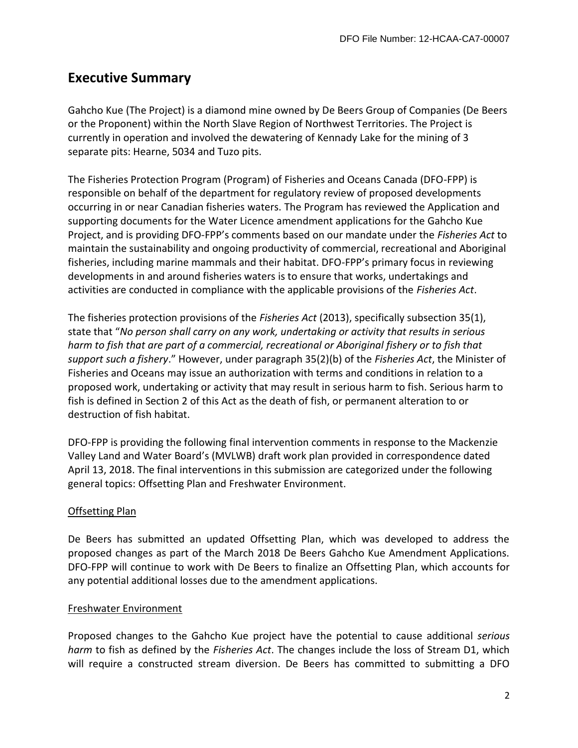## Executive Summary

Gahcho Kue (The Project) is a diamond mine owned by De Beers Group of Companies (De Beers or the Proponent) within the North Slave Region of Northwest Territories. The Project is currently in operation and involved the dewatering of Kennady Lake for the mining of 3 separate pits: Hearne, 5034 and Tuzo pits.

The Fisheries Protection Program (Program) of Fisheries and Oceans Canada (DFO-FPP) is responsible on behalf of the department for regulatory review of proposed developments occurring in or near Canadian fisheries waters. The Program has reviewed the Application and supporting documents for the Water Licence amendment applications for the Gahcho Kue Project, and is providing DFO-FPP's comments based on our mandate under the *Fisheries Act* to maintain the sustainability and ongoing productivity of commercial, recreational and Aboriginal fisheries, including marine mammals and their habitat. DFO-FPP's primary focus in reviewing developments in and around fisheries waters is to ensure that works, undertakings and activities are conducted in compliance with the applicable provisions of the *Fisheries Act*.

The fisheries protection provisions of the *Fisheries Act* (2013), specifically subsection 35(1), state that "*No person shall carry on any work, undertaking or activity that results in serious harm to fish that are part of a commercial, recreational or Aboriginal fishery or to fish that support such a fishery*." However, under paragraph 35(2)(b) of the *Fisheries Act*, the Minister of Fisheries and Oceans may issue an authorization with terms and conditions in relation to a proposed work, undertaking or activity that may result in serious harm to fish. Serious harm to fish is defined in Section 2 of this Act as the death of fish, or permanent alteration to or destruction of fish habitat.

DFO-FPP is providing the following final intervention comments in response to the Mackenzie Valley Land and Water Board's (MVLWB) draft work plan provided in correspondence dated April 13, 2018. The final interventions in this submission are categorized under the following general topics: Offsetting Plan and Freshwater Environment.

### Offsetting Plan

De Beers has submitted an updated Offsetting Plan, which was developed to address the proposed changes as part of the March 2018 De Beers Gahcho Kue Amendment Applications. DFO-FPP will continue to work with De Beers to finalize an Offsetting Plan, which accounts for any potential additional losses due to the amendment applications.

### Freshwater Environment

Proposed changes to the Gahcho Kue project have the potential to cause additional *serious harm* to fish as defined by the *Fisheries Act*. The changes include the loss of Stream D1, which will require a constructed stream diversion. De Beers has committed to submitting a DFO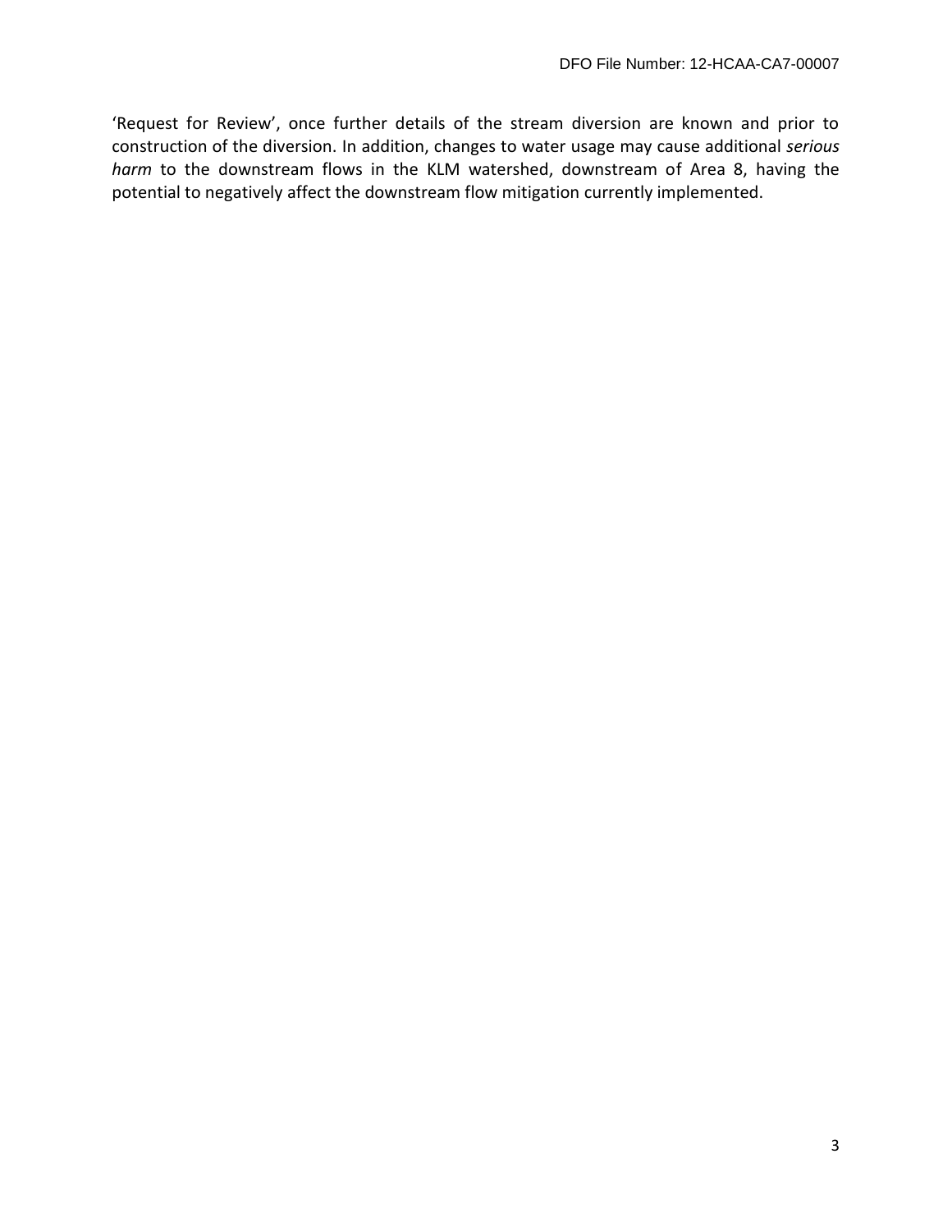'Request for Review', once further details of the stream diversion are known and prior to construction of the diversion. In addition, changes to water usage may cause additional *serious harm* to the downstream flows in the KLM watershed, downstream of Area 8, having the potential to negatively affect the downstream flow mitigation currently implemented.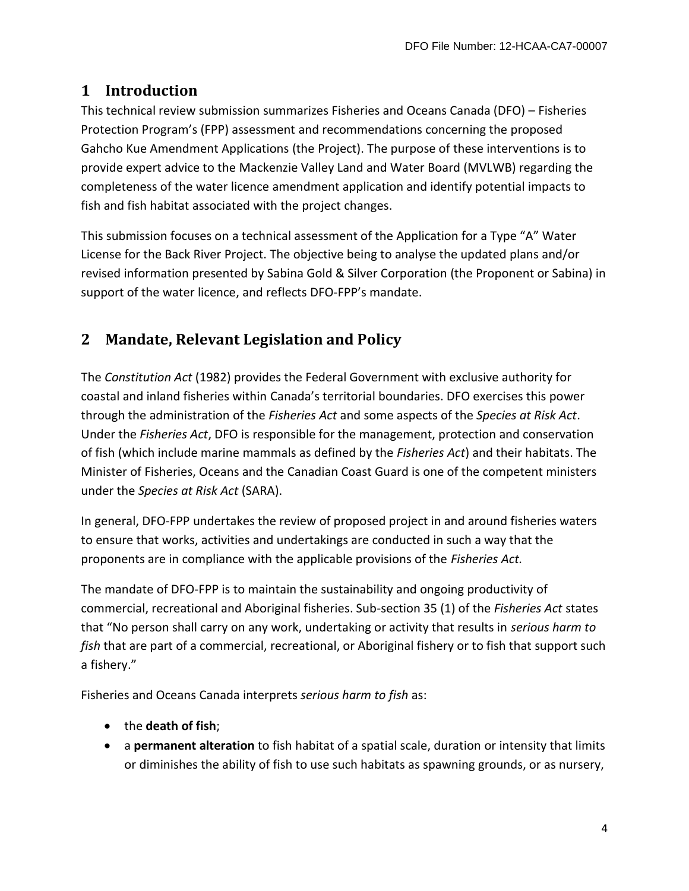# 1 Introduction

This technical review submission summarizes Fisheries and Oceans Canada (DFO) – Fisheries Protection Program's (FPP) assessment and recommendations concerning the proposed Gahcho Kue Amendment Applications (the Project). The purpose of these interventions is to provide expert advice to the Mackenzie Valley Land and Water Board (MVLWB) regarding the completeness of the water licence amendment application and identify potential impacts to fish and fish habitat associated with the project changes.

This submission focuses on a technical assessment of the Application for a Type "A" Water License for the Back River Project. The objective being to analyse the updated plans and/or revised information presented by Sabina Gold & Silver Corporation (the Proponent or Sabina) in support of the water licence, and reflects DFO-FPP's mandate.

# 2 Mandate, Relevant Legislation and Policy

The *Constitution Act* (1982) provides the Federal Government with exclusive authority for coastal and inland fisheries within Canada's territorial boundaries. DFO exercises this power through the administration of the *Fisheries Act* and some aspects of the *Species at Risk Act*. Under the *Fisheries Act*, DFO is responsible for the management, protection and conservation of fish (which include marine mammals as defined by the *Fisheries Act*) and their habitats. The Minister of Fisheries, Oceans and the Canadian Coast Guard is one of the competent ministers under the *Species at Risk Act* (SARA).

In general, DFO-FPP undertakes the review of proposed project in and around fisheries waters to ensure that works, activities and undertakings are conducted in such a way that the proponents are in compliance with the applicable provisions of the *Fisheries Act.*

The mandate of DFO-FPP is to maintain the sustainability and ongoing productivity of commercial, recreational and Aboriginal fisheries. Sub-section 35 (1) of the *Fisheries Act* states that "No person shall carry on any work, undertaking or activity that results in *serious harm to fish* that are part of a commercial, recreational, or Aboriginal fishery or to fish that support such a fishery."

Fisheries and Oceans Canada interprets *serious harm to fish* as:

- the **death of fish**;
- a **permanent alteration** to fish habitat of a spatial scale, duration or intensity that limits or diminishes the ability of fish to use such habitats as spawning grounds, or as nursery,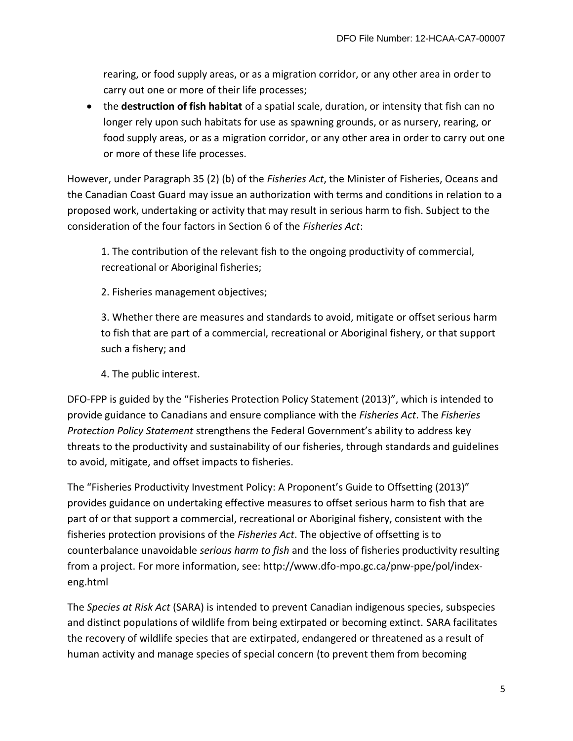rearing, or food supply areas, or as a migration corridor, or any other area in order to carry out one or more of their life processes;

- the **destruction of fish habitat** of a spatial scale, duration, or intensity that fish can no longer rely upon such habitats for use as spawning grounds, or as nursery, rearing, or food supply areas, or as a migration corridor, or any other area in order to carry out one or more of these life processes.

However, under Paragraph 35 (2) (b) of the *Fisheries Act*, the Minister of Fisheries, Oceans and the Canadian Coast Guard may issue an authorization with terms and conditions in relation to a proposed work, undertaking or activity that may result in serious harm to fish. Subject to the consideration of the four factors in Section 6 of the *Fisheries Act*:

1. The contribution of the relevant fish to the ongoing productivity of commercial, recreational or Aboriginal fisheries;

2. Fisheries management objectives;

3. Whether there are measures and standards to avoid, mitigate or offset serious harm to fish that are part of a commercial, recreational or Aboriginal fishery, or that support such a fishery; and

4. The public interest.

DFO-FPP is guided by the "Fisheries Protection Policy Statement (2013)", which is intended to provide guidance to Canadians and ensure compliance with the *Fisheries Act*. The *Fisheries Protection Policy Statement* strengthens the Federal Government's ability to address key threats to the productivity and sustainability of our fisheries, through standards and guidelines to avoid, mitigate, and offset impacts to fisheries.

The "Fisheries Productivity Investment Policy: A Proponent's Guide to Offsetting (2013)" provides guidance on undertaking effective measures to offset serious harm to fish that are part of or that support a commercial, recreational or Aboriginal fishery, consistent with the fisheries protection provisions of the *Fisheries Act*. The objective of offsetting is to counterbalance unavoidable *serious harm to fish* and the loss of fisheries productivity resulting from a project. For more information, see: http://www.dfo-mpo.gc.ca/pnw-ppe/pol/index-eng.html

The *Species at Risk Act* (SARA) is intended to prevent Canadian indigenous species, subspecies and distinct populations of wildlife from being extirpated or becoming extinct. SARA facilitates the recovery of wildlife species that are extirpated, endangered or threatened as a result of human activity and manage species of special concern (to prevent them from becoming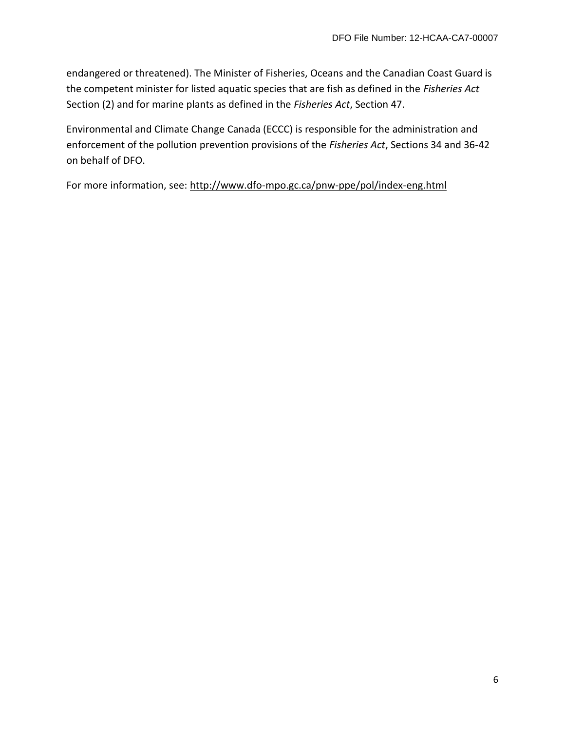endangered or threatened). The Minister of Fisheries, Oceans and the Canadian Coast Guard is the competent minister for listed aquatic species that are fish as defined in the *Fisheries Act* Section (2) and for marine plants as defined in the *Fisheries Act*, Section 47.

Environmental and Climate Change Canada (ECCC) is responsible for the administration and enforcement of the pollution prevention provisions of the *Fisheries Act*, Sections 34 and 36-42 on behalf of DFO.

For more information, see: http://www.dfo-mpo.gc.ca/pnw-ppe/pol/index-eng.html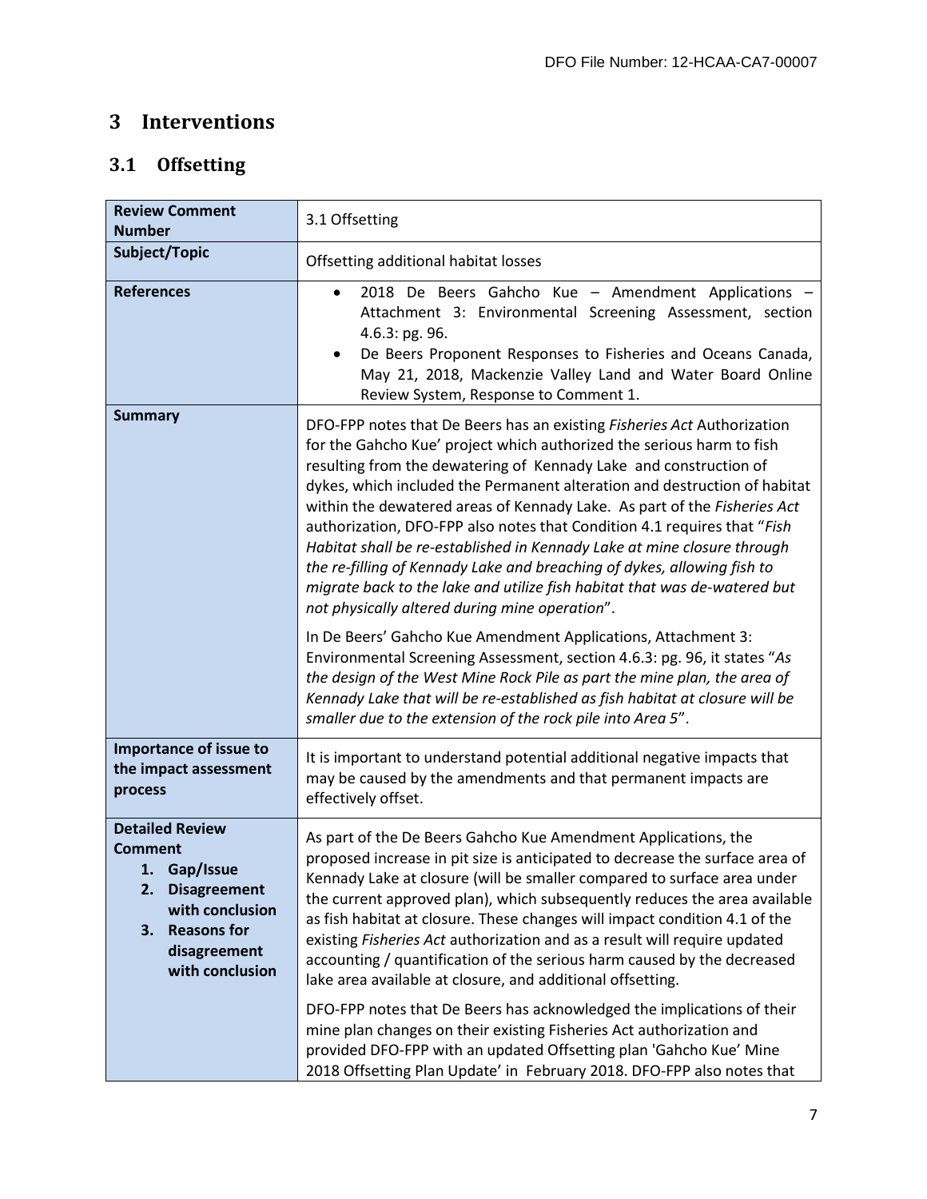# 3 Interventions

## 3.1 Offsetting

| **Review Comment Number** | 3.1 Offsetting |
|---|---|
| **Subject/Topic** | Offsetting additional habitat losses |
| **References** | • 2018 De Beers Gahcho Kue – Amendment Applications – Attachment 3: Environmental Screening Assessment, section 4.6.3: pg. 96.<br>• De Beers Proponent Responses to Fisheries and Oceans Canada, May 21, 2018, Mackenzie Valley Land and Water Board Online Review System, Response to Comment 1. |
| **Summary** | DFO-FPP notes that De Beers has an existing *Fisheries Act* Authorization for the Gahcho Kue' project which authorized the serious harm to fish resulting from the dewatering of Kennady Lake and construction of dykes, which included the Permanent alteration and destruction of habitat within the dewatered areas of Kennady Lake. As part of the *Fisheries Act* authorization, DFO-FPP also notes that Condition 4.1 requires that "*Fish Habitat shall be re-established in Kennady Lake at mine closure through the re-filling of Kennady Lake and breaching of dykes, allowing fish to migrate back to the lake and utilize fish habitat that was de-watered but not physically altered during mine operation*".<br><br>In De Beers' Gahcho Kue Amendment Applications, Attachment 3: Environmental Screening Assessment, section 4.6.3: pg. 96, it states "*As the design of the West Mine Rock Pile as part the mine plan, the area of Kennady Lake that will be re-established as fish habitat at closure will be smaller due to the extension of the rock pile into Area 5*". |
| **Importance of issue to the impact assessment process** | It is important to understand potential additional negative impacts that may be caused by the amendments and that permanent impacts are effectively offset. |
| **Detailed Review Comment**<br>1. Gap/Issue<br>2. Disagreement with conclusion<br>3. Reasons for disagreement with conclusion | As part of the De Beers Gahcho Kue Amendment Applications, the proposed increase in pit size is anticipated to decrease the surface area of Kennady Lake at closure (will be smaller compared to surface area under the current approved plan), which subsequently reduces the area available as fish habitat at closure. These changes will impact condition 4.1 of the existing *Fisheries Act* authorization and as a result will require updated accounting / quantification of the serious harm caused by the decreased lake area available at closure, and additional offsetting.<br><br>DFO-FPP notes that De Beers has acknowledged the implications of their mine plan changes on their existing Fisheries Act authorization and provided DFO-FPP with an updated Offsetting plan 'Gahcho Kue' Mine 2018 Offsetting Plan Update' in February 2018. DFO-FPP also notes that |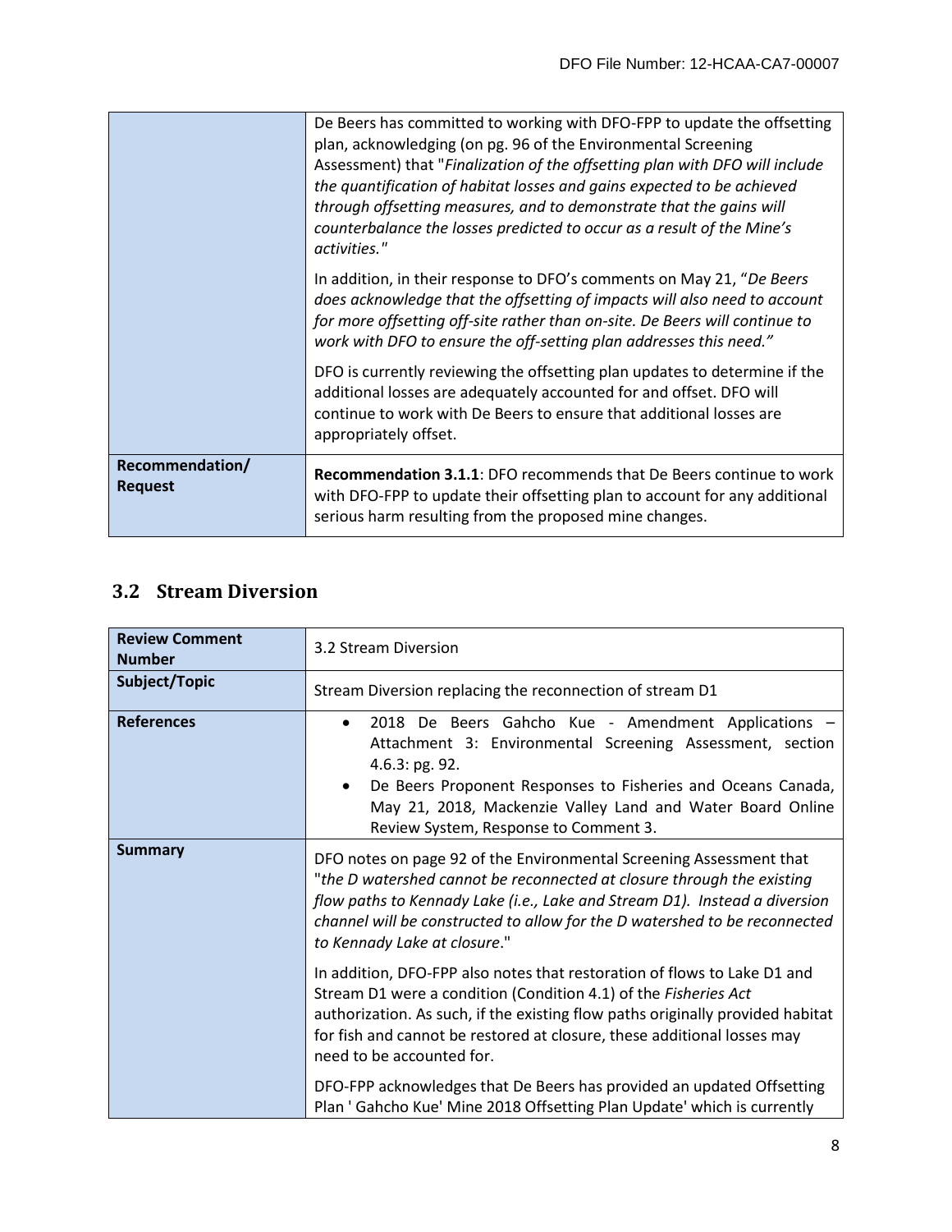| | |
|---|---|
| | De Beers has committed to working with DFO-FPP to update the offsetting plan, acknowledging (on pg. 96 of the Environmental Screening Assessment) that "*Finalization of the offsetting plan with DFO will include the quantification of habitat losses and gains expected to be achieved through offsetting measures, and to demonstrate that the gains will counterbalance the losses predicted to occur as a result of the Mine's activities.*"<br><br>In addition, in their response to DFO's comments on May 21, "*De Beers does acknowledge that the offsetting of impacts will also need to account for more offsetting off-site rather than on-site. De Beers will continue to work with DFO to ensure the off-setting plan addresses this need.*"<br><br>DFO is currently reviewing the offsetting plan updates to determine if the additional losses are adequately accounted for and offset. DFO will continue to work with De Beers to ensure that additional losses are appropriately offset. |
| **Recommendation/ Request** | **Recommendation 3.1.1**: DFO recommends that De Beers continue to work with DFO-FPP to update their offsetting plan to account for any additional serious harm resulting from the proposed mine changes. |

## 3.2 Stream Diversion

| **Review Comment Number** | 3.2 Stream Diversion |
|---|---|
| **Subject/Topic** | Stream Diversion replacing the reconnection of stream D1 |
| **References** | • 2018 De Beers Gahcho Kue - Amendment Applications – Attachment 3: Environmental Screening Assessment, section 4.6.3: pg. 92.<br>• De Beers Proponent Responses to Fisheries and Oceans Canada, May 21, 2018, Mackenzie Valley Land and Water Board Online Review System, Response to Comment 3. |
| **Summary** | DFO notes on page 92 of the Environmental Screening Assessment that "*the D watershed cannot be reconnected at closure through the existing flow paths to Kennady Lake (i.e., Lake and Stream D1). Instead a diversion channel will be constructed to allow for the D watershed to be reconnected to Kennady Lake at closure*."<br><br>In addition, DFO-FPP also notes that restoration of flows to Lake D1 and Stream D1 were a condition (Condition 4.1) of the *Fisheries Act* authorization. As such, if the existing flow paths originally provided habitat for fish and cannot be restored at closure, these additional losses may need to be accounted for.<br><br>DFO-FPP acknowledges that De Beers has provided an updated Offsetting Plan ' Gahcho Kue' Mine 2018 Offsetting Plan Update' which is currently |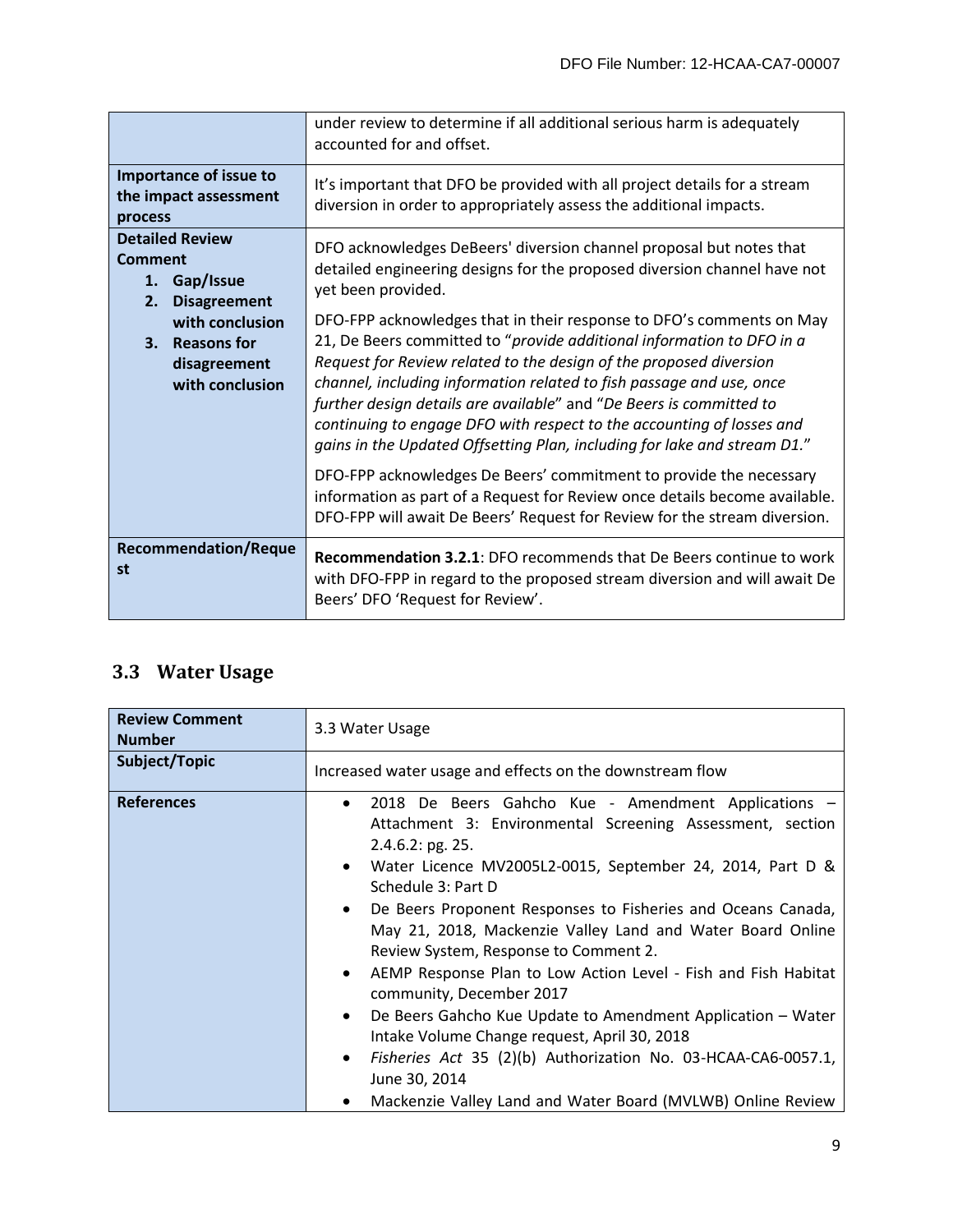| | |
|---|---|
| | under review to determine if all additional serious harm is adequately accounted for and offset. |
| **Importance of issue to the impact assessment process** | It's important that DFO be provided with all project details for a stream diversion in order to appropriately assess the additional impacts. |
| **Detailed Review Comment**<br>**1. Gap/Issue**<br>**2. Disagreement with conclusion**<br>**3. Reasons for disagreement with conclusion** | DFO acknowledges DeBeers' diversion channel proposal but notes that detailed engineering designs for the proposed diversion channel have not yet been provided.<br><br>DFO-FPP acknowledges that in their response to DFO's comments on May 21, De Beers committed to "*provide additional information to DFO in a Request for Review related to the design of the proposed diversion channel, including information related to fish passage and use, once further design details are available*" and "*De Beers is committed to continuing to engage DFO with respect to the accounting of losses and gains in the Updated Offsetting Plan, including for lake and stream D1.*"<br><br>DFO-FPP acknowledges De Beers' commitment to provide the necessary information as part of a Request for Review once details become available. DFO-FPP will await De Beers' Request for Review for the stream diversion. |
| **Recommendation/Request** | **Recommendation 3.2.1**: DFO recommends that De Beers continue to work with DFO-FPP in regard to the proposed stream diversion and will await De Beers' DFO 'Request for Review'. |

## 3.3 Water Usage

| | |
|---|---|
| **Review Comment Number** | 3.3 Water Usage |
| **Subject/Topic** | Increased water usage and effects on the downstream flow |
| **References** | • 2018 De Beers Gahcho Kue - Amendment Applications – Attachment 3: Environmental Screening Assessment, section 2.4.6.2: pg. 25.<br>• Water Licence MV2005L2-0015, September 24, 2014, Part D & Schedule 3: Part D<br>• De Beers Proponent Responses to Fisheries and Oceans Canada, May 21, 2018, Mackenzie Valley Land and Water Board Online Review System, Response to Comment 2.<br>• AEMP Response Plan to Low Action Level - Fish and Fish Habitat community, December 2017<br>• De Beers Gahcho Kue Update to Amendment Application – Water Intake Volume Change request, April 30, 2018<br>• *Fisheries Act* 35 (2)(b) Authorization No. 03-HCAA-CA6-0057.1, June 30, 2014<br>• Mackenzie Valley Land and Water Board (MVLWB) Online Review |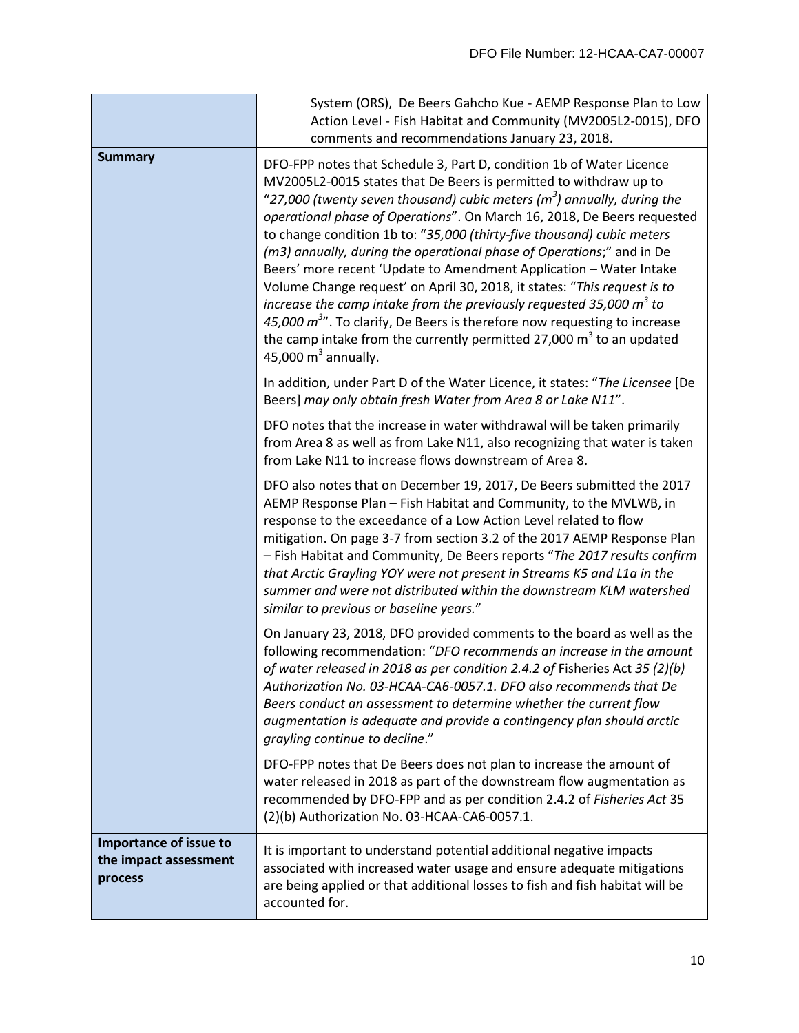| | |
|---|---|
| | System (ORS), De Beers Gahcho Kue - AEMP Response Plan to Low Action Level - Fish Habitat and Community (MV2005L2-0015), DFO comments and recommendations January 23, 2018. |
| **Summary** | DFO-FPP notes that Schedule 3, Part D, condition 1b of Water Licence MV2005L2-0015 states that De Beers is permitted to withdraw up to "*27,000 (twenty seven thousand) cubic meters ($m^3$) annually, during the operational phase of Operations*". On March 16, 2018, De Beers requested to change condition 1b to: "*35,000 (thirty-five thousand) cubic meters (m3) annually, during the operational phase of Operations*;" and in De Beers' more recent 'Update to Amendment Application – Water Intake Volume Change request' on April 30, 2018, it states: "*This request is to increase the camp intake from the previously requested 35,000 $m^3$ to 45,000 $m^3$*". To clarify, De Beers is therefore now requesting to increase the camp intake from the currently permitted 27,000 $m^3$ to an updated 45,000 $m^3$ annually.<br><br>In addition, under Part D of the Water Licence, it states: "*The Licensee* [De Beers] *may only obtain fresh Water from Area 8 or Lake N11*".<br><br>DFO notes that the increase in water withdrawal will be taken primarily from Area 8 as well as from Lake N11, also recognizing that water is taken from Lake N11 to increase flows downstream of Area 8.<br><br>DFO also notes that on December 19, 2017, De Beers submitted the 2017 AEMP Response Plan – Fish Habitat and Community, to the MVLWB, in response to the exceedance of a Low Action Level related to flow mitigation. On page 3-7 from section 3.2 of the 2017 AEMP Response Plan – Fish Habitat and Community, De Beers reports "*The 2017 results confirm that Arctic Grayling YOY were not present in Streams K5 and L1a in the summer and were not distributed within the downstream KLM watershed similar to previous or baseline years.*"<br><br>On January 23, 2018, DFO provided comments to the board as well as the following recommendation: "*DFO recommends an increase in the amount of water released in 2018 as per condition 2.4.2 of* Fisheries Act *35 (2)(b) Authorization No. 03-HCAA-CA6-0057.1. DFO also recommends that De Beers conduct an assessment to determine whether the current flow augmentation is adequate and provide a contingency plan should arctic grayling continue to decline*."<br><br>DFO-FPP notes that De Beers does not plan to increase the amount of water released in 2018 as part of the downstream flow augmentation as recommended by DFO-FPP and as per condition 2.4.2 of *Fisheries Act* 35 (2)(b) Authorization No. 03-HCAA-CA6-0057.1. |
| **Importance of issue to the impact assessment process** | It is important to understand potential additional negative impacts associated with increased water usage and ensure adequate mitigations are being applied or that additional losses to fish and fish habitat will be accounted for. |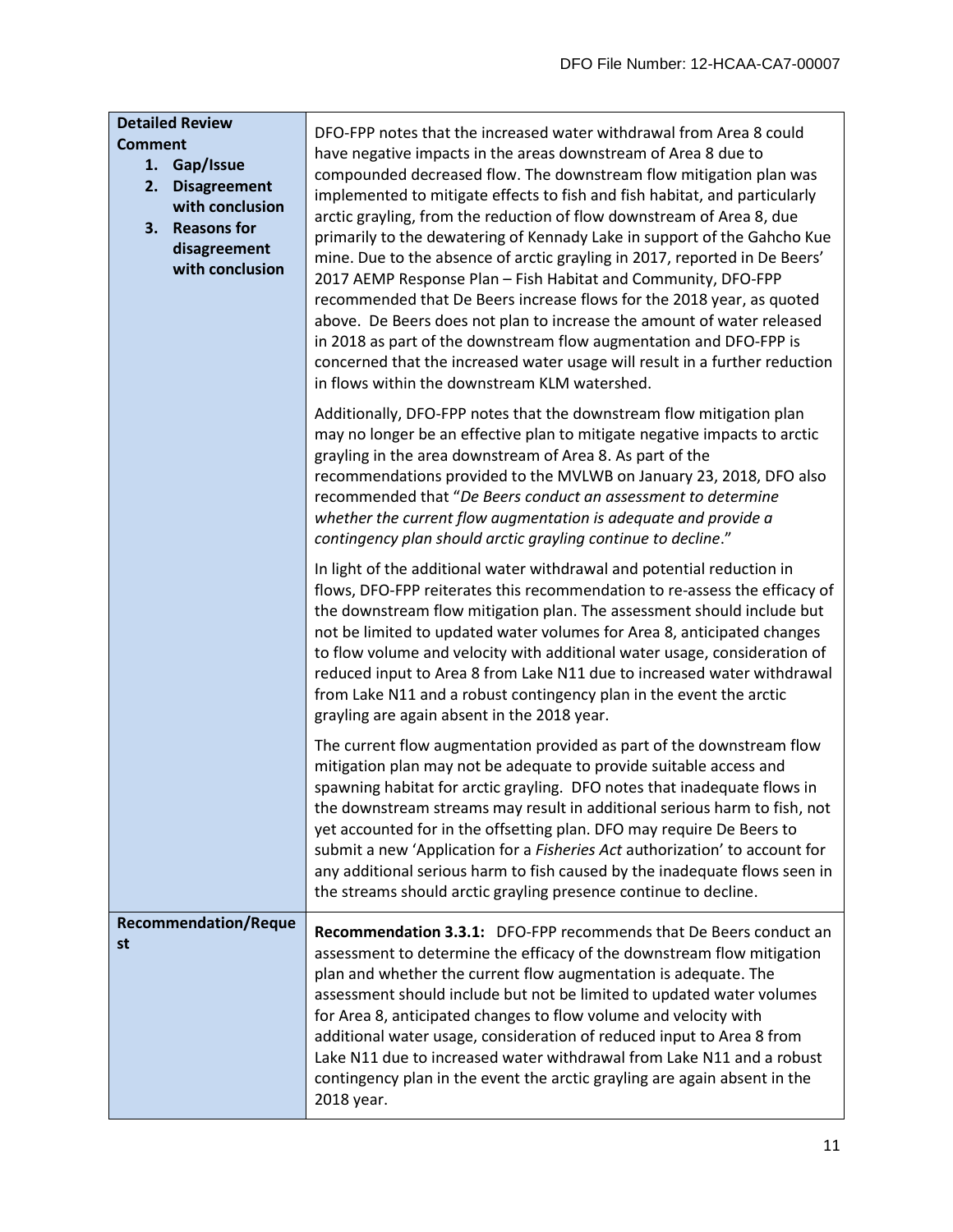| | |
|---|---|
| **Detailed Review Comment**<br>1. **Gap/Issue**<br>2. **Disagreement with conclusion**<br>3. **Reasons for disagreement with conclusion** | DFO-FPP notes that the increased water withdrawal from Area 8 could have negative impacts in the areas downstream of Area 8 due to compounded decreased flow. The downstream flow mitigation plan was implemented to mitigate effects to fish and fish habitat, and particularly arctic grayling, from the reduction of flow downstream of Area 8, due primarily to the dewatering of Kennady Lake in support of the Gahcho Kue mine. Due to the absence of arctic grayling in 2017, reported in De Beers' 2017 AEMP Response Plan – Fish Habitat and Community, DFO-FPP recommended that De Beers increase flows for the 2018 year, as quoted above. De Beers does not plan to increase the amount of water released in 2018 as part of the downstream flow augmentation and DFO-FPP is concerned that the increased water usage will result in a further reduction in flows within the downstream KLM watershed.<br><br>Additionally, DFO-FPP notes that the downstream flow mitigation plan may no longer be an effective plan to mitigate negative impacts to arctic grayling in the area downstream of Area 8. As part of the recommendations provided to the MVLWB on January 23, 2018, DFO also recommended that "*De Beers conduct an assessment to determine whether the current flow augmentation is adequate and provide a contingency plan should arctic grayling continue to decline*."<br><br>In light of the additional water withdrawal and potential reduction in flows, DFO-FPP reiterates this recommendation to re-assess the efficacy of the downstream flow mitigation plan. The assessment should include but not be limited to updated water volumes for Area 8, anticipated changes to flow volume and velocity with additional water usage, consideration of reduced input to Area 8 from Lake N11 due to increased water withdrawal from Lake N11 and a robust contingency plan in the event the arctic grayling are again absent in the 2018 year.<br><br>The current flow augmentation provided as part of the downstream flow mitigation plan may not be adequate to provide suitable access and spawning habitat for arctic grayling. DFO notes that inadequate flows in the downstream streams may result in additional serious harm to fish, not yet accounted for in the offsetting plan. DFO may require De Beers to submit a new 'Application for a *Fisheries Act* authorization' to account for any additional serious harm to fish caused by the inadequate flows seen in the streams should arctic grayling presence continue to decline. |
| **Recommendation/Request** | **Recommendation 3.3.1:** DFO-FPP recommends that De Beers conduct an assessment to determine the efficacy of the downstream flow mitigation plan and whether the current flow augmentation is adequate. The assessment should include but not be limited to updated water volumes for Area 8, anticipated changes to flow volume and velocity with additional water usage, consideration of reduced input to Area 8 from Lake N11 due to increased water withdrawal from Lake N11 and a robust contingency plan in the event the arctic grayling are again absent in the 2018 year. |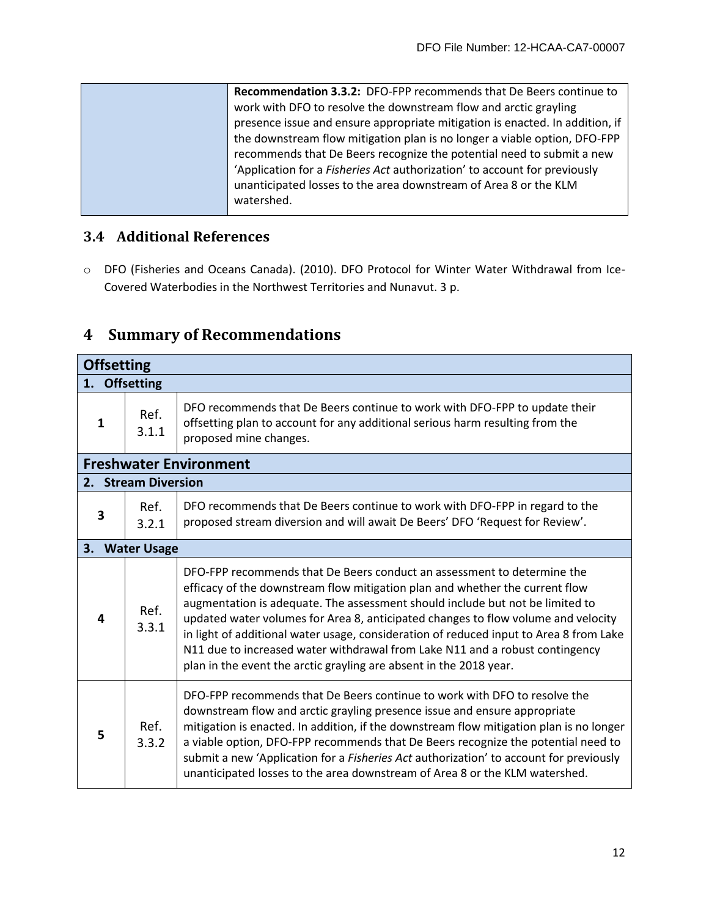| | |
|---|---|
| | **Recommendation 3.3.2:** DFO-FPP recommends that De Beers continue to work with DFO to resolve the downstream flow and arctic grayling presence issue and ensure appropriate mitigation is enacted. In addition, if the downstream flow mitigation plan is no longer a viable option, DFO-FPP recommends that De Beers recognize the potential need to submit a new 'Application for a *Fisheries Act* authorization' to account for previously unanticipated losses to the area downstream of Area 8 or the KLM watershed. |

### 3.4 Additional References

- DFO (Fisheries and Oceans Canada). (2010). DFO Protocol for Winter Water Withdrawal from Ice-Covered Waterbodies in the Northwest Territories and Nunavut. 3 p.

# 4 Summary of Recommendations

| | | |
|---|---|---|
| **Offsetting** | | |
| **1. Offsetting** | | |
| **1** | Ref. 3.1.1 | DFO recommends that De Beers continue to work with DFO-FPP to update their offsetting plan to account for any additional serious harm resulting from the proposed mine changes. |
| **Freshwater Environment** | | |
| **2. Stream Diversion** | | |
| **3** | Ref. 3.2.1 | DFO recommends that De Beers continue to work with DFO-FPP in regard to the proposed stream diversion and will await De Beers' DFO 'Request for Review'. |
| **3. Water Usage** | | |
| **4** | Ref. 3.3.1 | DFO-FPP recommends that De Beers conduct an assessment to determine the efficacy of the downstream flow mitigation plan and whether the current flow augmentation is adequate. The assessment should include but not be limited to updated water volumes for Area 8, anticipated changes to flow volume and velocity in light of additional water usage, consideration of reduced input to Area 8 from Lake N11 due to increased water withdrawal from Lake N11 and a robust contingency plan in the event the arctic grayling are absent in the 2018 year. |
| **5** | Ref. 3.3.2 | DFO-FPP recommends that De Beers continue to work with DFO to resolve the downstream flow and arctic grayling presence issue and ensure appropriate mitigation is enacted. In addition, if the downstream flow mitigation plan is no longer a viable option, DFO-FPP recommends that De Beers recognize the potential need to submit a new 'Application for a *Fisheries Act* authorization' to account for previously unanticipated losses to the area downstream of Area 8 or the KLM watershed. |